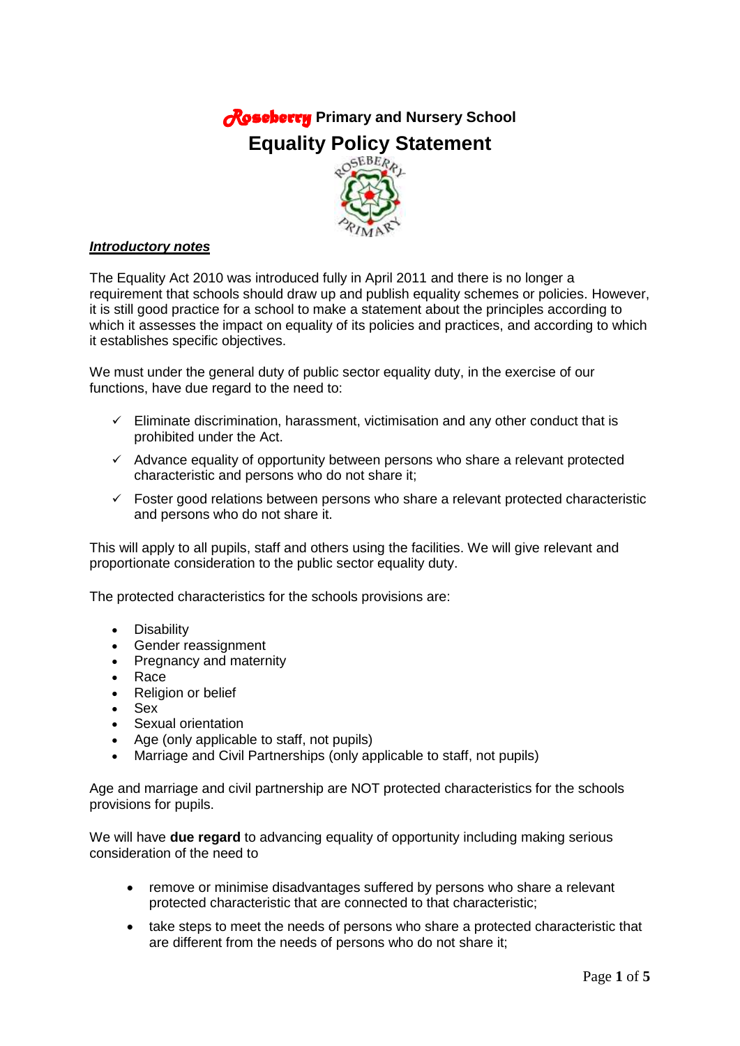# Roseberry Primary and Nursery School

## Equality Policy Statement

***Introductory notes***

The Equality Act 2010 was introduced fully in April 2011 and there is no longer a requirement that schools should draw up and publish equality schemes or policies. However, it is still good practice for a school to make a statement about the principles according to which it assesses the impact on equality of its policies and practices, and according to which it establishes specific objectives.

We must under the general duty of public sector equality duty, in the exercise of our functions, have due regard to the need to:

- ✓ Eliminate discrimination, harassment, victimisation and any other conduct that is prohibited under the Act.
- ✓ Advance equality of opportunity between persons who share a relevant protected characteristic and persons who do not share it;
- ✓ Foster good relations between persons who share a relevant protected characteristic and persons who do not share it.

This will apply to all pupils, staff and others using the facilities. We will give relevant and proportionate consideration to the public sector equality duty.

The protected characteristics for the schools provisions are:

- Disability
- Gender reassignment
- Pregnancy and maternity
- Race
- Religion or belief
- Sex
- Sexual orientation
- Age (only applicable to staff, not pupils)
- Marriage and Civil Partnerships (only applicable to staff, not pupils)

Age and marriage and civil partnership are NOT protected characteristics for the schools provisions for pupils.

We will have **due regard** to advancing equality of opportunity including making serious consideration of the need to

- remove or minimise disadvantages suffered by persons who share a relevant protected characteristic that are connected to that characteristic;
- take steps to meet the needs of persons who share a protected characteristic that are different from the needs of persons who do not share it;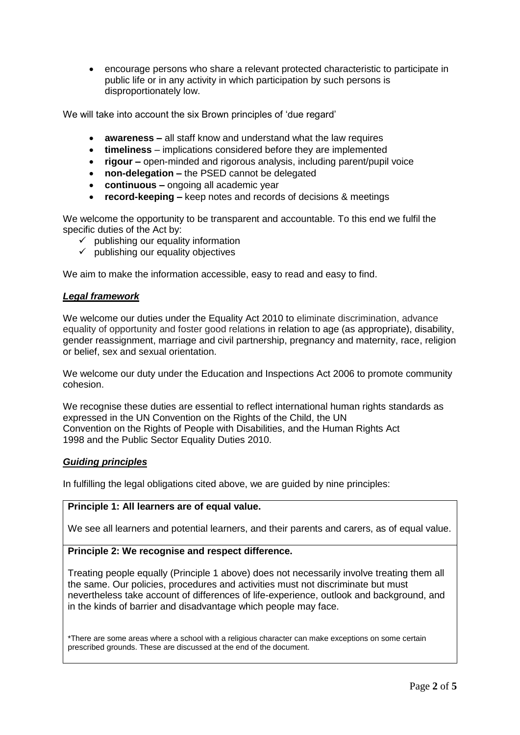- encourage persons who share a relevant protected characteristic to participate in public life or in any activity in which participation by such persons is disproportionately low.

We will take into account the six Brown principles of 'due regard'

- **awareness –** all staff know and understand what the law requires
- **timeliness** – implications considered before they are implemented
- **rigour –** open-minded and rigorous analysis, including parent/pupil voice
- **non-delegation –** the PSED cannot be delegated
- **continuous –** ongoing all academic year
- **record-keeping –** keep notes and records of decisions & meetings

We welcome the opportunity to be transparent and accountable. To this end we fulfil the specific duties of the Act by:

- ✓ publishing our equality information
- ✓ publishing our equality objectives

We aim to make the information accessible, easy to read and easy to find.

***Legal framework***

We welcome our duties under the Equality Act 2010 to eliminate discrimination, advance equality of opportunity and foster good relations in relation to age (as appropriate), disability, gender reassignment, marriage and civil partnership, pregnancy and maternity, race, religion or belief, sex and sexual orientation.

We welcome our duty under the Education and Inspections Act 2006 to promote community cohesion.

We recognise these duties are essential to reflect international human rights standards as expressed in the UN Convention on the Rights of the Child, the UN Convention on the Rights of People with Disabilities, and the Human Rights Act 1998 and the Public Sector Equality Duties 2010.

***Guiding principles***

In fulfilling the legal obligations cited above, we are guided by nine principles:

**Principle 1: All learners are of equal value.**

We see all learners and potential learners, and their parents and carers, as of equal value.

**Principle 2: We recognise and respect difference.**

Treating people equally (Principle 1 above) does not necessarily involve treating them all the same. Our policies, procedures and activities must not discriminate but must nevertheless take account of differences of life-experience, outlook and background, and in the kinds of barrier and disadvantage which people may face.

*There are some areas where a school with a religious character can make exceptions on some certain prescribed grounds. These are discussed at the end of the document.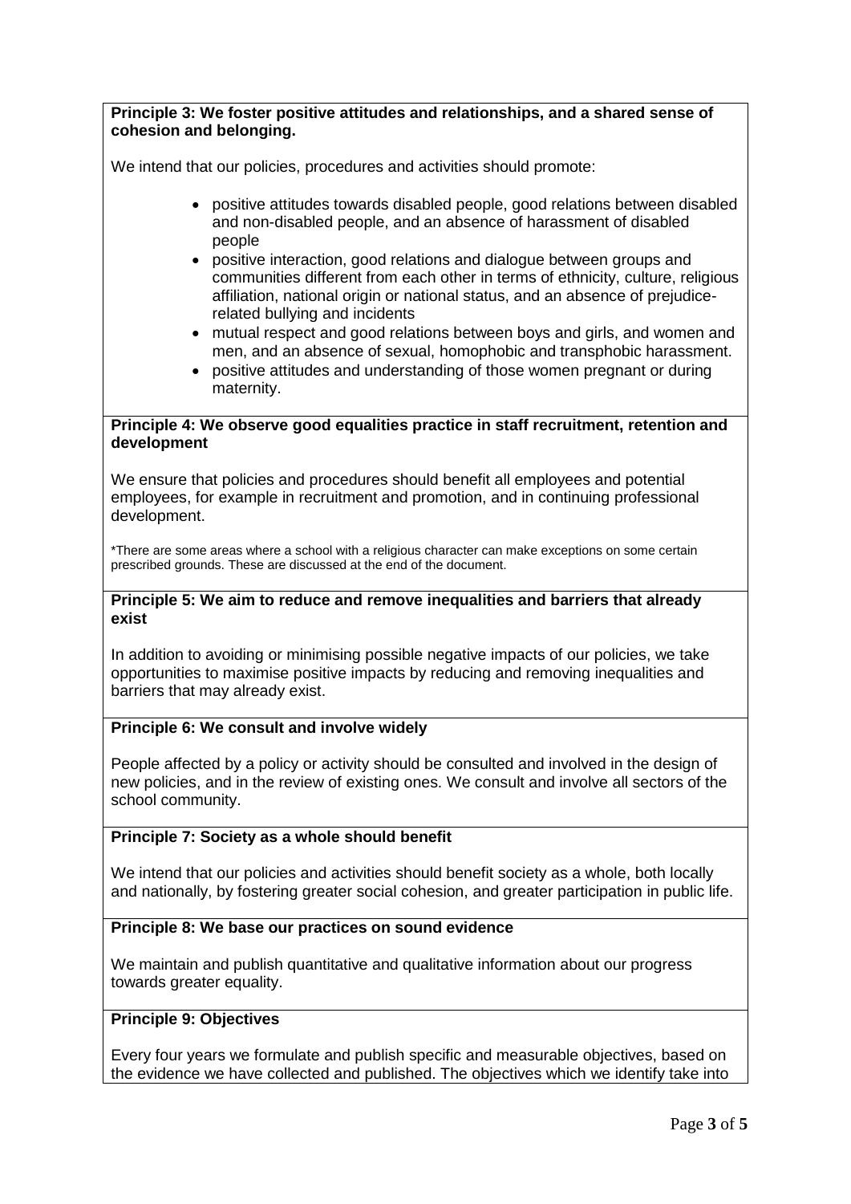**Principle 3: We foster positive attitudes and relationships, and a shared sense of cohesion and belonging.**

We intend that our policies, procedures and activities should promote:

- positive attitudes towards disabled people, good relations between disabled and non-disabled people, and an absence of harassment of disabled people
- positive interaction, good relations and dialogue between groups and communities different from each other in terms of ethnicity, culture, religious affiliation, national origin or national status, and an absence of prejudice-related bullying and incidents
- mutual respect and good relations between boys and girls, and women and men, and an absence of sexual, homophobic and transphobic harassment.
- positive attitudes and understanding of those women pregnant or during maternity.

**Principle 4: We observe good equalities practice in staff recruitment, retention and development**

We ensure that policies and procedures should benefit all employees and potential employees, for example in recruitment and promotion, and in continuing professional development.

*There are some areas where a school with a religious character can make exceptions on some certain prescribed grounds. These are discussed at the end of the document.

**Principle 5: We aim to reduce and remove inequalities and barriers that already exist**

In addition to avoiding or minimising possible negative impacts of our policies, we take opportunities to maximise positive impacts by reducing and removing inequalities and barriers that may already exist.

**Principle 6: We consult and involve widely**

People affected by a policy or activity should be consulted and involved in the design of new policies, and in the review of existing ones. We consult and involve all sectors of the school community.

**Principle 7: Society as a whole should benefit**

We intend that our policies and activities should benefit society as a whole, both locally and nationally, by fostering greater social cohesion, and greater participation in public life.

**Principle 8: We base our practices on sound evidence**

We maintain and publish quantitative and qualitative information about our progress towards greater equality.

**Principle 9: Objectives**

Every four years we formulate and publish specific and measurable objectives, based on the evidence we have collected and published. The objectives which we identify take into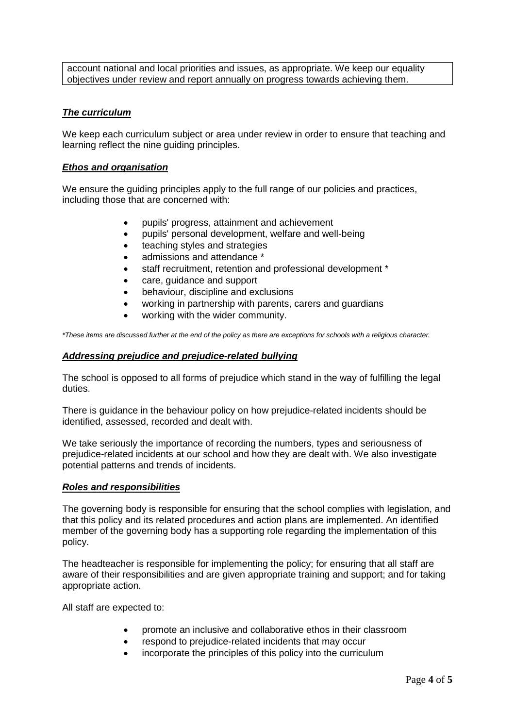account national and local priorities and issues, as appropriate. We keep our equality objectives under review and report annually on progress towards achieving them.

### ***The curriculum***

We keep each curriculum subject or area under review in order to ensure that teaching and learning reflect the nine guiding principles.

### ***Ethos and organisation***

We ensure the guiding principles apply to the full range of our policies and practices, including those that are concerned with:

- pupils' progress, attainment and achievement
- pupils' personal development, welfare and well-being
- teaching styles and strategies
- admissions and attendance *
- staff recruitment, retention and professional development *
- care, guidance and support
- behaviour, discipline and exclusions
- working in partnership with parents, carers and guardians
- working with the wider community.

*\*These items are discussed further at the end of the policy as there are exceptions for schools with a religious character.*

### ***Addressing prejudice and prejudice-related bullying***

The school is opposed to all forms of prejudice which stand in the way of fulfilling the legal duties.

There is guidance in the behaviour policy on how prejudice-related incidents should be identified, assessed, recorded and dealt with.

We take seriously the importance of recording the numbers, types and seriousness of prejudice-related incidents at our school and how they are dealt with. We also investigate potential patterns and trends of incidents.

### ***Roles and responsibilities***

The governing body is responsible for ensuring that the school complies with legislation, and that this policy and its related procedures and action plans are implemented. An identified member of the governing body has a supporting role regarding the implementation of this policy.

The headteacher is responsible for implementing the policy; for ensuring that all staff are aware of their responsibilities and are given appropriate training and support; and for taking appropriate action.

All staff are expected to:

- promote an inclusive and collaborative ethos in their classroom
- respond to prejudice-related incidents that may occur
- incorporate the principles of this policy into the curriculum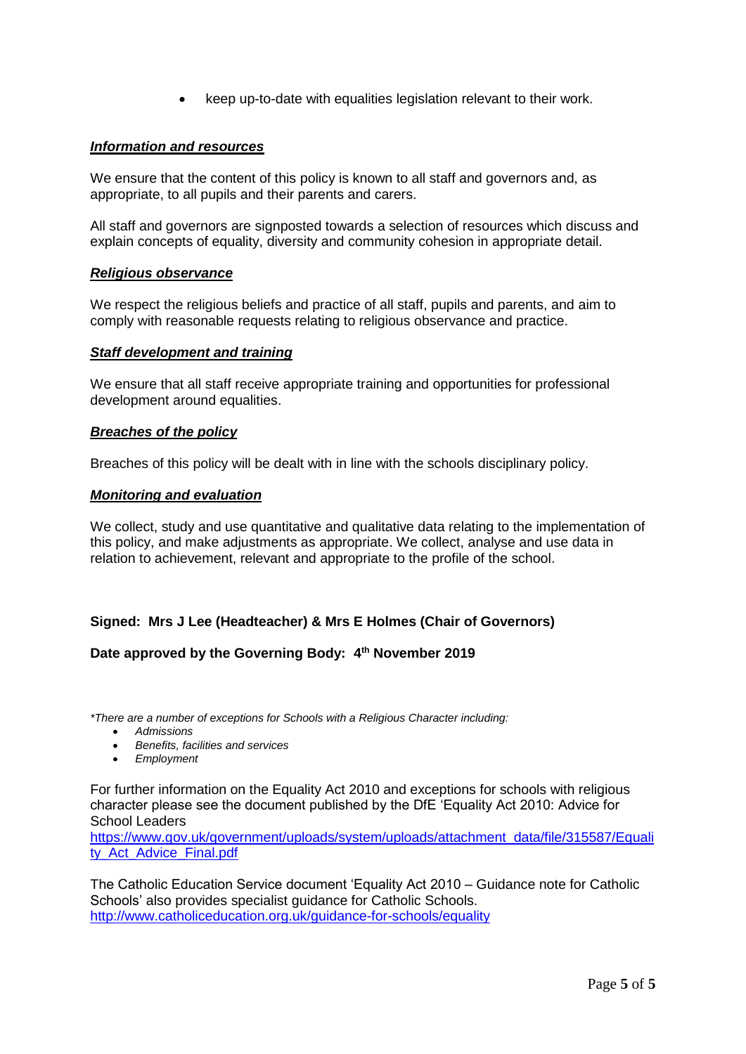- keep up-to-date with equalities legislation relevant to their work.

***Information and resources***

We ensure that the content of this policy is known to all staff and governors and, as appropriate, to all pupils and their parents and carers.

All staff and governors are signposted towards a selection of resources which discuss and explain concepts of equality, diversity and community cohesion in appropriate detail.

***Religious observance***

We respect the religious beliefs and practice of all staff, pupils and parents, and aim to comply with reasonable requests relating to religious observance and practice.

***Staff development and training***

We ensure that all staff receive appropriate training and opportunities for professional development around equalities.

***Breaches of the policy***

Breaches of this policy will be dealt with in line with the schools disciplinary policy.

***Monitoring and evaluation***

We collect, study and use quantitative and qualitative data relating to the implementation of this policy, and make adjustments as appropriate. We collect, analyse and use data in relation to achievement, relevant and appropriate to the profile of the school.

**Signed: Mrs J Lee (Headteacher) & Mrs E Holmes (Chair of Governors)**

**Date approved by the Governing Body: 4th November 2019**

*\*There are a number of exceptions for Schools with a Religious Character including:*

- *Admissions*
- *Benefits, facilities and services*
- *Employment*

For further information on the Equality Act 2010 and exceptions for schools with religious character please see the document published by the DfE 'Equality Act 2010: Advice for School Leaders
https://www.gov.uk/government/uploads/system/uploads/attachment_data/file/315587/Equality_Act_Advice_Final.pdf

The Catholic Education Service document 'Equality Act 2010 – Guidance note for Catholic Schools' also provides specialist guidance for Catholic Schools.
http://www.catholiceducation.org.uk/guidance-for-schools/equality